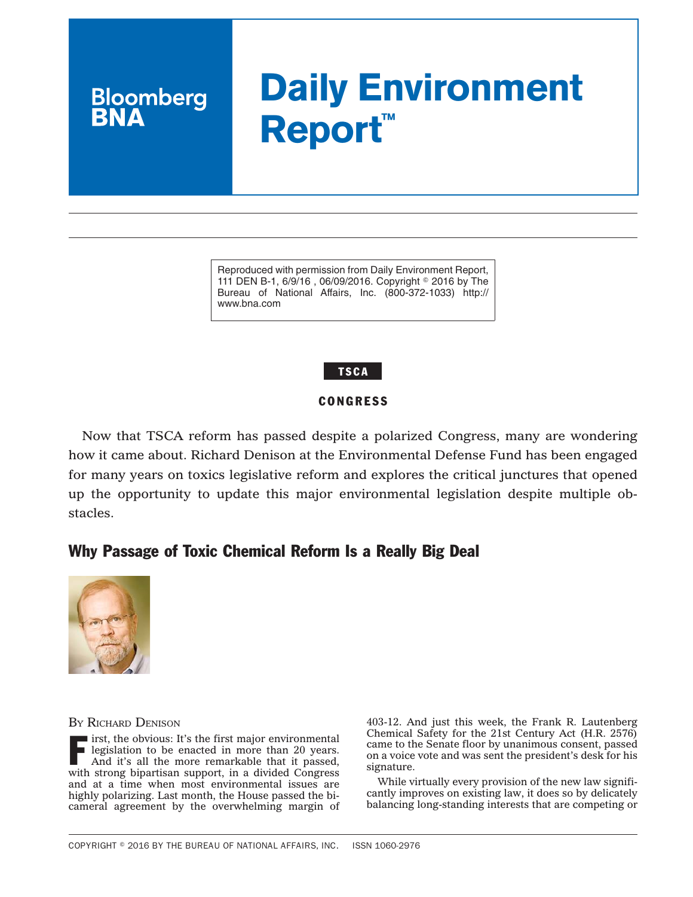# Daily Environment Report™

Reproduced with permission from Daily Environment Report, 111 DEN B-1, 6/9/16 , 06/09/2016. Copyright © 2016 by The Bureau of National Affairs, Inc. (800-372-1033) http://www.bna.com

**TSCA**

**CONGRESS**

Now that TSCA reform has passed despite a polarized Congress, many are wondering how it came about. Richard Denison at the Environmental Defense Fund has been engaged for many years on toxics legislative reform and explores the critical junctures that opened up the opportunity to update this major environmental legislation despite multiple obstacles.

## Why Passage of Toxic Chemical Reform Is a Really Big Deal

By Richard Denison

First, the obvious: It's the first major environmental legislation to be enacted in more than 20 years. And it's all the more remarkable that it passed, with strong bipartisan support, in a divided Congress and at a time when most environmental issues are highly polarizing. Last month, the House passed the bicameral agreement by the overwhelming margin of 403-12. And just this week, the Frank R. Lautenberg Chemical Safety for the 21st Century Act (H.R. 2576) came to the Senate floor by unanimous consent, passed on a voice vote and was sent the president's desk for his signature.

While virtually every provision of the new law significantly improves on existing law, it does so by delicately balancing long-standing interests that are competing or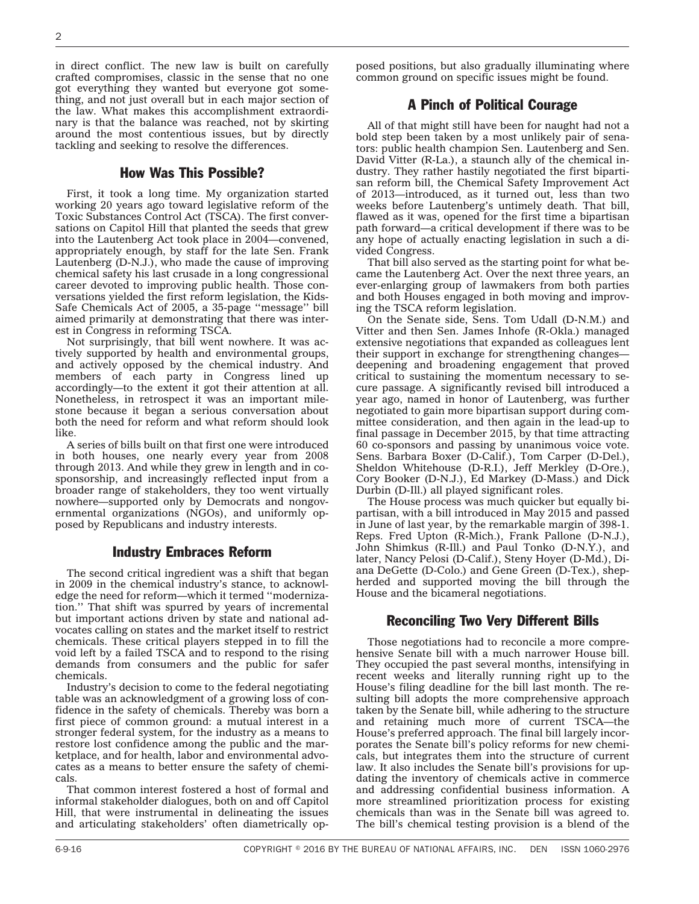in direct conflict. The new law is built on carefully crafted compromises, classic in the sense that no one got everything they wanted but everyone got something, and not just overall but in each major section of the law. What makes this accomplishment extraordinary is that the balance was reached, not by skirting around the most contentious issues, but by directly tackling and seeking to resolve the differences.

## How Was This Possible?

First, it took a long time. My organization started working 20 years ago toward legislative reform of the Toxic Substances Control Act (TSCA). The first conversations on Capitol Hill that planted the seeds that grew into the Lautenberg Act took place in 2004—convened, appropriately enough, by staff for the late Sen. Frank Lautenberg (D-N.J.), who made the cause of improving chemical safety his last crusade in a long congressional career devoted to improving public health. Those conversations yielded the first reform legislation, the Kids-Safe Chemicals Act of 2005, a 35-page ''message'' bill aimed primarily at demonstrating that there was interest in Congress in reforming TSCA.

Not surprisingly, that bill went nowhere. It was actively supported by health and environmental groups, and actively opposed by the chemical industry. And members of each party in Congress lined up accordingly—to the extent it got their attention at all. Nonetheless, in retrospect it was an important milestone because it began a serious conversation about both the need for reform and what reform should look like.

A series of bills built on that first one were introduced in both houses, one nearly every year from 2008 through 2013. And while they grew in length and in cosponsorship, and increasingly reflected input from a broader range of stakeholders, they too went virtually nowhere—supported only by Democrats and nongovernmental organizations (NGOs), and uniformly opposed by Republicans and industry interests.

## Industry Embraces Reform

The second critical ingredient was a shift that began in 2009 in the chemical industry's stance, to acknowledge the need for reform—which it termed ''modernization.'' That shift was spurred by years of incremental but important actions driven by state and national advocates calling on states and the market itself to restrict chemicals. These critical players stepped in to fill the void left by a failed TSCA and to respond to the rising demands from consumers and the public for safer chemicals.

Industry's decision to come to the federal negotiating table was an acknowledgment of a growing loss of confidence in the safety of chemicals. Thereby was born a first piece of common ground: a mutual interest in a stronger federal system, for the industry as a means to restore lost confidence among the public and the marketplace, and for health, labor and environmental advocates as a means to better ensure the safety of chemicals.

That common interest fostered a host of formal and informal stakeholder dialogues, both on and off Capitol Hill, that were instrumental in delineating the issues and articulating stakeholders' often diametrically opposed positions, but also gradually illuminating where common ground on specific issues might be found.

## A Pinch of Political Courage

All of that might still have been for naught had not a bold step been taken by a most unlikely pair of senators: public health champion Sen. Lautenberg and Sen. David Vitter (R-La.), a staunch ally of the chemical industry. They rather hastily negotiated the first bipartisan reform bill, the Chemical Safety Improvement Act of 2013—introduced, as it turned out, less than two weeks before Lautenberg's untimely death. That bill, flawed as it was, opened for the first time a bipartisan path forward—a critical development if there was to be any hope of actually enacting legislation in such a divided Congress.

That bill also served as the starting point for what became the Lautenberg Act. Over the next three years, an ever-enlarging group of lawmakers from both parties and both Houses engaged in both moving and improving the TSCA reform legislation.

On the Senate side, Sens. Tom Udall (D-N.M.) and Vitter and then Sen. James Inhofe (R-Okla.) managed extensive negotiations that expanded as colleagues lent their support in exchange for strengthening changes—deepening and broadening engagement that proved critical to sustaining the momentum necessary to secure passage. A significantly revised bill introduced a year ago, named in honor of Lautenberg, was further negotiated to gain more bipartisan support during committee consideration, and then again in the lead-up to final passage in December 2015, by that time attracting 60 co-sponsors and passing by unanimous voice vote. Sens. Barbara Boxer (D-Calif.), Tom Carper (D-Del.), Sheldon Whitehouse (D-R.I.), Jeff Merkley (D-Ore.), Cory Booker (D-N.J.), Ed Markey (D-Mass.) and Dick Durbin (D-Ill.) all played significant roles.

The House process was much quicker but equally bipartisan, with a bill introduced in May 2015 and passed in June of last year, by the remarkable margin of 398-1. Reps. Fred Upton (R-Mich.), Frank Pallone (D-N.J.), John Shimkus (R-Ill.) and Paul Tonko (D-N.Y.), and later, Nancy Pelosi (D-Calif.), Steny Hoyer (D-Md.), Diana DeGette (D-Colo.) and Gene Green (D-Tex.), shepherded and supported moving the bill through the House and the bicameral negotiations.

## Reconciling Two Very Different Bills

Those negotiations had to reconcile a more comprehensive Senate bill with a much narrower House bill. They occupied the past several months, intensifying in recent weeks and literally running right up to the House's filing deadline for the bill last month. The resulting bill adopts the more comprehensive approach taken by the Senate bill, while adhering to the structure and retaining much more of current TSCA—the House's preferred approach. The final bill largely incorporates the Senate bill's policy reforms for new chemicals, but integrates them into the structure of current law. It also includes the Senate bill's provisions for updating the inventory of chemicals active in commerce and addressing confidential business information. A more streamlined prioritization process for existing chemicals than was in the Senate bill was agreed to. The bill's chemical testing provision is a blend of the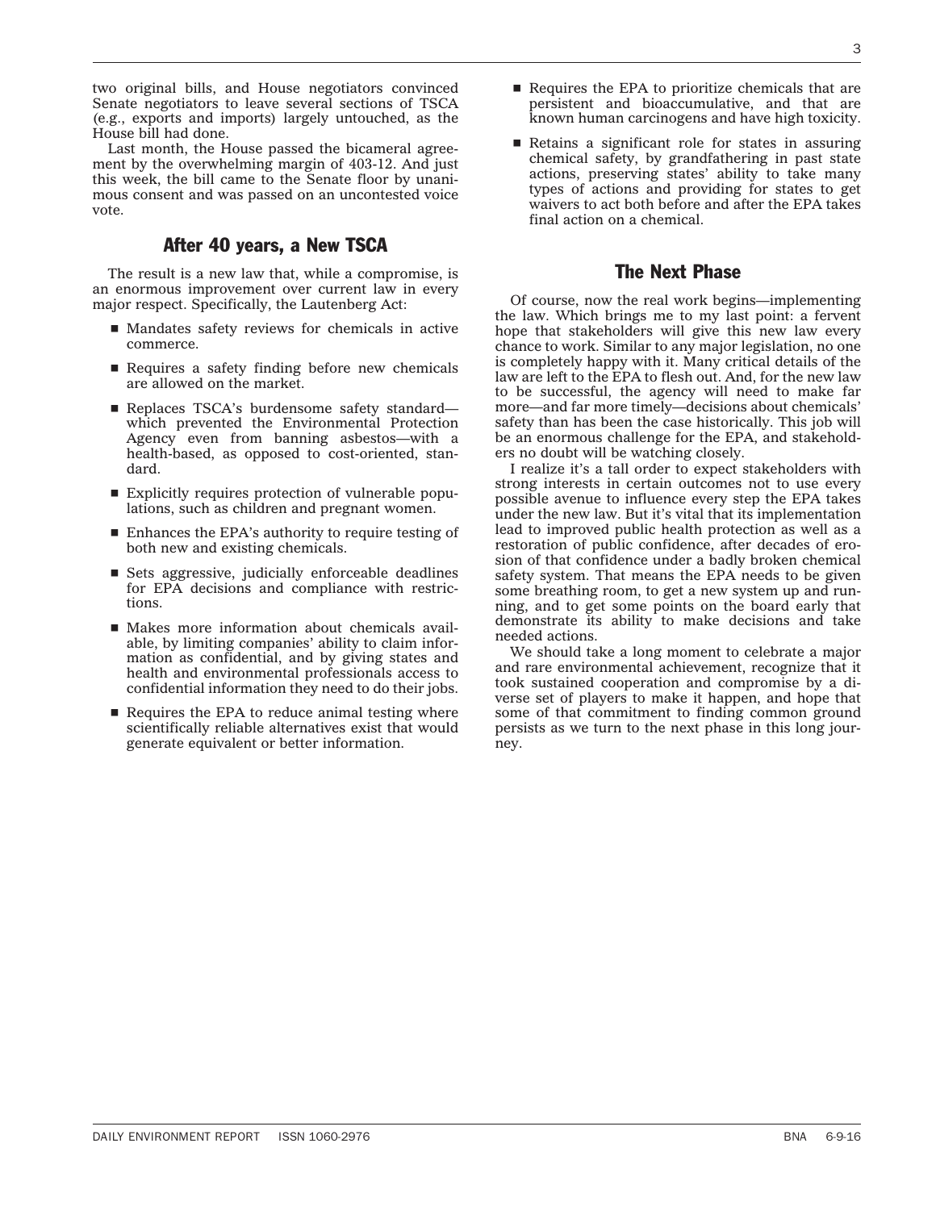two original bills, and House negotiators convinced Senate negotiators to leave several sections of TSCA (e.g., exports and imports) largely untouched, as the House bill had done.

Last month, the House passed the bicameral agreement by the overwhelming margin of 403-12. And just this week, the bill came to the Senate floor by unanimous consent and was passed on an uncontested voice vote.

## After 40 years, a New TSCA

The result is a new law that, while a compromise, is an enormous improvement over current law in every major respect. Specifically, the Lautenberg Act:

- Mandates safety reviews for chemicals in active commerce.
- Requires a safety finding before new chemicals are allowed on the market.
- Replaces TSCA's burdensome safety standard—which prevented the Environmental Protection Agency even from banning asbestos—with a health-based, as opposed to cost-oriented, standard.
- Explicitly requires protection of vulnerable populations, such as children and pregnant women.
- Enhances the EPA's authority to require testing of both new and existing chemicals.
- Sets aggressive, judicially enforceable deadlines for EPA decisions and compliance with restrictions.
- Makes more information about chemicals available, by limiting companies' ability to claim information as confidential, and by giving states and health and environmental professionals access to confidential information they need to do their jobs.
- Requires the EPA to reduce animal testing where scientifically reliable alternatives exist that would generate equivalent or better information.
- Requires the EPA to prioritize chemicals that are persistent and bioaccumulative, and that are known human carcinogens and have high toxicity.
- Retains a significant role for states in assuring chemical safety, by grandfathering in past state actions, preserving states' ability to take many types of actions and providing for states to get waivers to act both before and after the EPA takes final action on a chemical.

## The Next Phase

Of course, now the real work begins—implementing the law. Which brings me to my last point: a fervent hope that stakeholders will give this new law every chance to work. Similar to any major legislation, no one is completely happy with it. Many critical details of the law are left to the EPA to flesh out. And, for the new law to be successful, the agency will need to make far more—and far more timely—decisions about chemicals' safety than has been the case historically. This job will be an enormous challenge for the EPA, and stakeholders no doubt will be watching closely.

I realize it's a tall order to expect stakeholders with strong interests in certain outcomes not to use every possible avenue to influence every step the EPA takes under the new law. But it's vital that its implementation lead to improved public health protection as well as a restoration of public confidence, after decades of erosion of that confidence under a badly broken chemical safety system. That means the EPA needs to be given some breathing room, to get a new system up and running, and to get some points on the board early that demonstrate its ability to make decisions and take needed actions.

We should take a long moment to celebrate a major and rare environmental achievement, recognize that it took sustained cooperation and compromise by a diverse set of players to make it happen, and hope that some of that commitment to finding common ground persists as we turn to the next phase in this long journey.